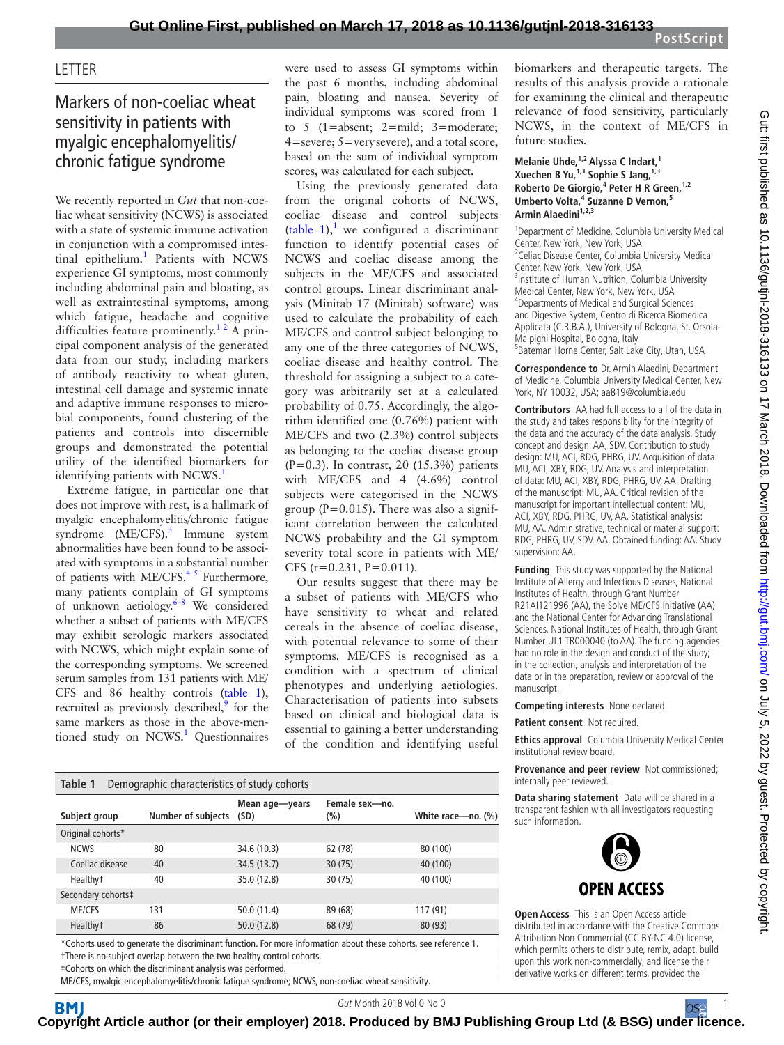LETTER

# Markers of non-coeliac wheat sensitivity in patients with myalgic encephalomyelitis/chronic fatigue syndrome

We recently reported in *Gut* that non-coeliac wheat sensitivity (NCWS) is associated with a state of systemic immune activation in conjunction with a compromised intestinal epithelium.[1] Patients with NCWS experience GI symptoms, most commonly including abdominal pain and bloating, as well as extraintestinal symptoms, among which fatigue, headache and cognitive difficulties feature prominently.[1 2] A principal component analysis of the generated data from our study, including markers of antibody reactivity to wheat gluten, intestinal cell damage and systemic innate and adaptive immune responses to microbial components, found clustering of the patients and controls into discernible groups and demonstrated the potential utility of the identified biomarkers for identifying patients with NCWS.[1]

Extreme fatigue, in particular one that does not improve with rest, is a hallmark of myalgic encephalomyelitis/chronic fatigue syndrome (ME/CFS).[3] Immune system abnormalities have been found to be associated with symptoms in a substantial number of patients with ME/CFS.[4 5] Furthermore, many patients complain of GI symptoms of unknown aetiology.[6–8] We considered whether a subset of patients with ME/CFS may exhibit serologic markers associated with NCWS, which might explain some of the corresponding symptoms. We screened serum samples from 131 patients with ME/CFS and 86 healthy controls (table 1), recruited as previously described,[9] for the same markers as those in the above-mentioned study on NCWS.[1] Questionnaires were used to assess GI symptoms within the past 6 months, including abdominal pain, bloating and nausea. Severity of individual symptoms was scored from 1 to 5 (1=absent; 2=mild; 3=moderate; 4=severe; 5=very severe), and a total score, based on the sum of individual symptom scores, was calculated for each subject.

Using the previously generated data from the original cohorts of NCWS, coeliac disease and control subjects (table 1),[1] we configured a discriminant function to identify potential cases of NCWS and coeliac disease among the subjects in the ME/CFS and associated control groups. Linear discriminant analysis (Minitab 17 (Minitab) software) was used to calculate the probability of each ME/CFS and control subject belonging to any one of the three categories of NCWS, coeliac disease and healthy control. The threshold for assigning a subject to a category was arbitrarily set at a calculated probability of 0.75. Accordingly, the algorithm identified one (0.76%) patient with ME/CFS and two (2.3%) control subjects as belonging to the coeliac disease group ($P=0.3$). In contrast, 20 (15.3%) patients with ME/CFS and 4 (4.6%) control subjects were categorised in the NCWS group ($P=0.015$). There was also a significant correlation between the calculated NCWS probability and the GI symptom severity total score in patients with ME/CFS ($r=0.231$, $P=0.011$).

Our results suggest that there may be a subset of patients with ME/CFS who have sensitivity to wheat and related cereals in the absence of coeliac disease, with potential relevance to some of their symptoms. ME/CFS is recognised as a condition with a spectrum of clinical phenotypes and underlying aetiologies. Characterisation of patients into subsets based on clinical and biological data is essential to gaining a better understanding of the condition and identifying useful biomarkers and therapeutic targets. The results of this analysis provide a rationale for examining the clinical and therapeutic relevance of food sensitivity, particularly NCWS, in the context of ME/CFS in future studies.

**Melanie Uhde,[1,2] Alyssa C Indart,[1] Xuechen B Yu,[1,3] Sophie S Jang,[1,3] Roberto De Giorgio,[4] Peter H R Green,[1,2] Umberto Volta,[4] Suzanne D Vernon,[5] Armin Alaedini[1,2,3]**

[1]Department of Medicine, Columbia University Medical Center, New York, New York, USA
[2]Celiac Disease Center, Columbia University Medical Center, New York, New York, USA
[3]Institute of Human Nutrition, Columbia University Medical Center, New York, New York, USA
[4]Departments of Medical and Surgical Sciences and Digestive System, Centro di Ricerca Biomedica Applicata (C.R.B.A.), University of Bologna, St. Orsola-Malpighi Hospital, Bologna, Italy
[5]Bateman Horne Center, Salt Lake City, Utah, USA

**Correspondence to** Dr. Armin Alaedini, Department of Medicine, Columbia University Medical Center, New York, NY 10032, USA; aa819@columbia.edu

**Contributors** AA had full access to all of the data in the study and takes responsibility for the integrity of the data and the accuracy of the data analysis. Study concept and design: AA, SDV. Contribution to study design: MU, ACI, RDG, PHRG, UV. Acquisition of data: MU, ACI, XBY, RDG, UV. Analysis and interpretation of data: MU, ACI, XBY, RDG, PHRG, UV, AA. Drafting of the manuscript: MU, AA. Critical revision of the manuscript for important intellectual content: MU, ACI, XBY, RDG, PHRG, UV, AA. Statistical analysis: MU, AA. Administrative, technical or material support: RDG, PHRG, UV, SDV, AA. Obtained funding: AA. Study supervision: AA.

**Funding** This study was supported by the National Institute of Allergy and Infectious Diseases, National Institutes of Health, through Grant Number R21AI121996 (AA), the Solve ME/CFS Initiative (AA) and the National Center for Advancing Translational Sciences, National Institutes of Health, through Grant Number UL1 TR000040 (to AA). The funding agencies had no role in the design and conduct of the study; in the collection, analysis and interpretation of the data or in the preparation, review or approval of the manuscript.

**Competing interests** None declared.

**Patient consent** Not required.

**Ethics approval** Columbia University Medical Center institutional review board.

**Provenance and peer review** Not commissioned; internally peer reviewed.

**Data sharing statement** Data will be shared in a transparent fashion with all investigators requesting such information.

OPEN ACCESS

**Open Access** This is an Open Access article distributed in accordance with the Creative Commons Attribution Non Commercial (CC BY-NC 4.0) license, which permits others to distribute, remix, adapt, build upon this work non-commercially, and license their derivative works on different terms, provided the

**Table 1** Demographic characteristics of study cohorts

| Subject group | Number of subjects | Mean age—years (SD) | Female sex—no. (%) | White race—no. (%) |
|---|---|---|---|---|
| Original cohorts* | | | | |
| NCWS | 80 | 34.6 (10.3) | 62 (78) | 80 (100) |
| Coeliac disease | 40 | 34.5 (13.7) | 30 (75) | 40 (100) |
| Healthy† | 40 | 35.0 (12.8) | 30 (75) | 40 (100) |
| Secondary cohorts‡ | | | | |
| ME/CFS | 131 | 50.0 (11.4) | 89 (68) | 117 (91) |
| Healthy† | 86 | 50.0 (12.8) | 68 (79) | 80 (93) |

*Cohorts used to generate the discriminant function. For more information about these cohorts, see reference 1.
†There is no subject overlap between the two healthy control cohorts.
‡Cohorts on which the discriminant analysis was performed.
ME/CFS, myalgic encephalomyelitis/chronic fatigue syndrome; NCWS, non-coeliac wheat sensitivity.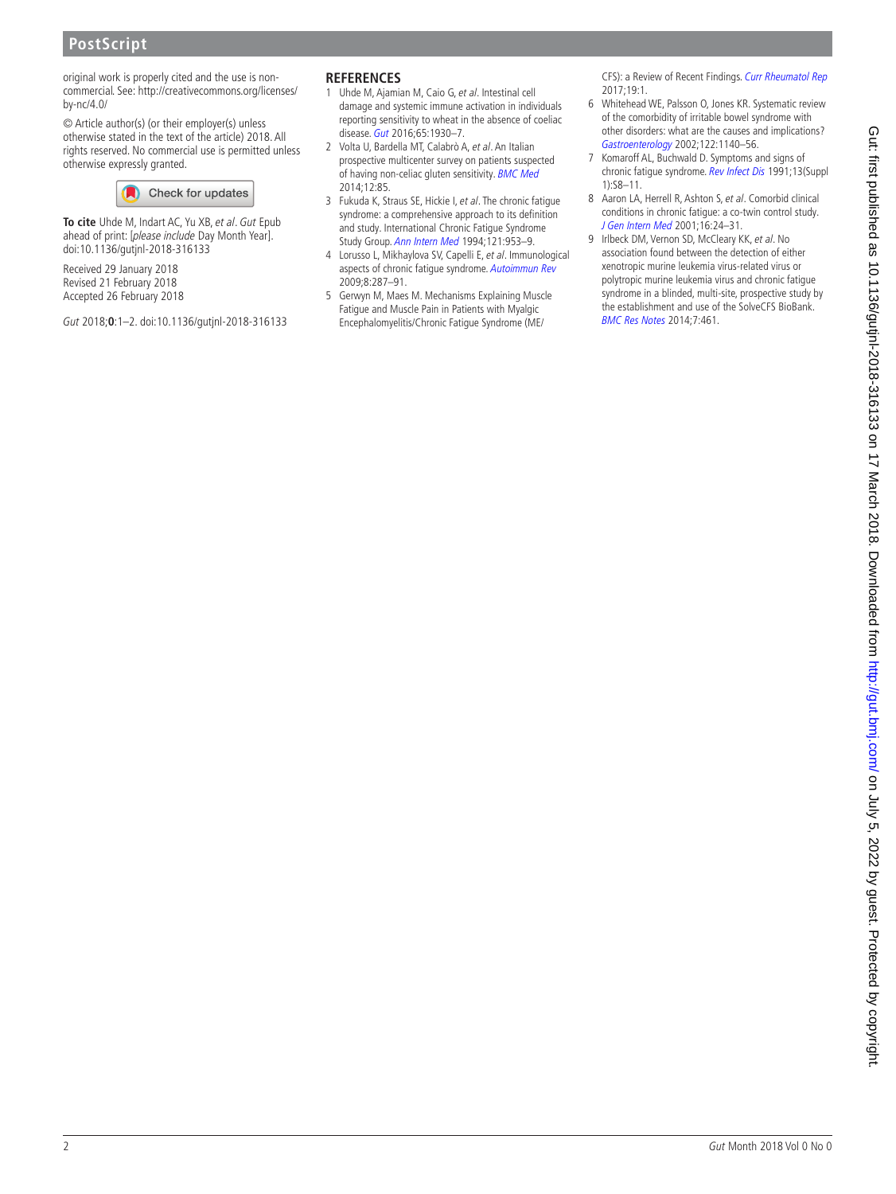original work is properly cited and the use is non-commercial. See: http://creativecommons.org/licenses/by-nc/4.0/

© Article author(s) (or their employer(s) unless otherwise stated in the text of the article) 2018. All rights reserved. No commercial use is permitted unless otherwise expressly granted.

**To cite** Uhde M, Indart AC, Yu XB, *et al*. *Gut* Epub ahead of print: [*please include* Day Month Year]. doi:10.1136/gutjnl-2018-316133

Received 29 January 2018
Revised 21 February 2018
Accepted 26 February 2018

*Gut* 2018;**0**:1–2. doi:10.1136/gutjnl-2018-316133

## REFERENCES

1. Uhde M, Ajamian M, Caio G, *et al*. Intestinal cell damage and systemic immune activation in individuals reporting sensitivity to wheat in the absence of coeliac disease. *Gut* 2016;65:1930–7.
2. Volta U, Bardella MT, Calabrò A, *et al*. An Italian prospective multicenter survey on patients suspected of having non-celiac gluten sensitivity. *BMC Med* 2014;12:85.
3. Fukuda K, Straus SE, Hickie I, *et al*. The chronic fatigue syndrome: a comprehensive approach to its definition and study. International Chronic Fatigue Syndrome Study Group. *Ann Intern Med* 1994;121:953–9.
4. Lorusso L, Mikhaylova SV, Capelli E, *et al*. Immunological aspects of chronic fatigue syndrome. *Autoimmun Rev* 2009;8:287–91.
5. Gerwyn M, Maes M. Mechanisms Explaining Muscle Fatigue and Muscle Pain in Patients with Myalgic Encephalomyelitis/Chronic Fatigue Syndrome (ME/CFS): a Review of Recent Findings. *Curr Rheumatol Rep* 2017;19:1.
6. Whitehead WE, Palsson O, Jones KR. Systematic review of the comorbidity of irritable bowel syndrome with other disorders: what are the causes and implications? *Gastroenterology* 2002;122:1140–56.
7. Komaroff AL, Buchwald D. Symptoms and signs of chronic fatigue syndrome. *Rev Infect Dis* 1991;13(Suppl 1):S8–11.
8. Aaron LA, Herrell R, Ashton S, *et al*. Comorbid clinical conditions in chronic fatigue: a co-twin control study. *J Gen Intern Med* 2001;16:24–31.
9. Irlbeck DM, Vernon SD, McCleary KK, *et al*. No association found between the detection of either xenotropic murine leukemia virus-related virus or polytropic murine leukemia virus and chronic fatigue syndrome in a blinded, multi-site, prospective study by the establishment and use of the SolveCFS BioBank. *BMC Res Notes* 2014;7:461.